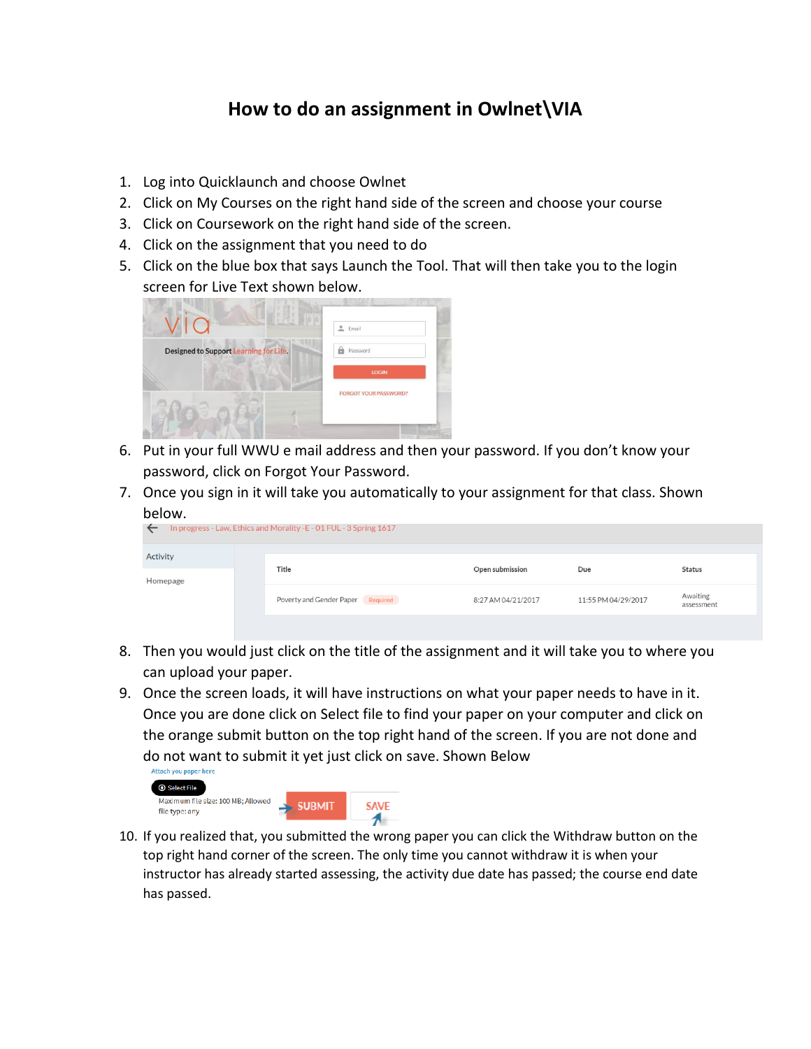# How to do an assignment in Owlnet\VIA

1. Log into Quicklaunch and choose Owlnet
2. Click on My Courses on the right hand side of the screen and choose your course
3. Click on Coursework on the right hand side of the screen.
4. Click on the assignment that you need to do
5. Click on the blue box that says Launch the Tool. That will then take you to the login screen for Live Text shown below.
6. Put in your full WWU e mail address and then your password. If you don't know your password, click on Forgot Your Password.
7. Once you sign in it will take you automatically to your assignment for that class. Shown below.
8. Then you would just click on the title of the assignment and it will take you to where you can upload your paper.
9. Once the screen loads, it will have instructions on what your paper needs to have in it. Once you are done click on Select file to find your paper on your computer and click on the orange submit button on the top right hand of the screen. If you are not done and do not want to submit it yet just click on save. Shown Below
10. If you realized that, you submitted the wrong paper you can click the Withdraw button on the top right hand corner of the screen. The only time you cannot withdraw it is when your instructor has already started assessing, the activity due date has passed; the course end date has passed.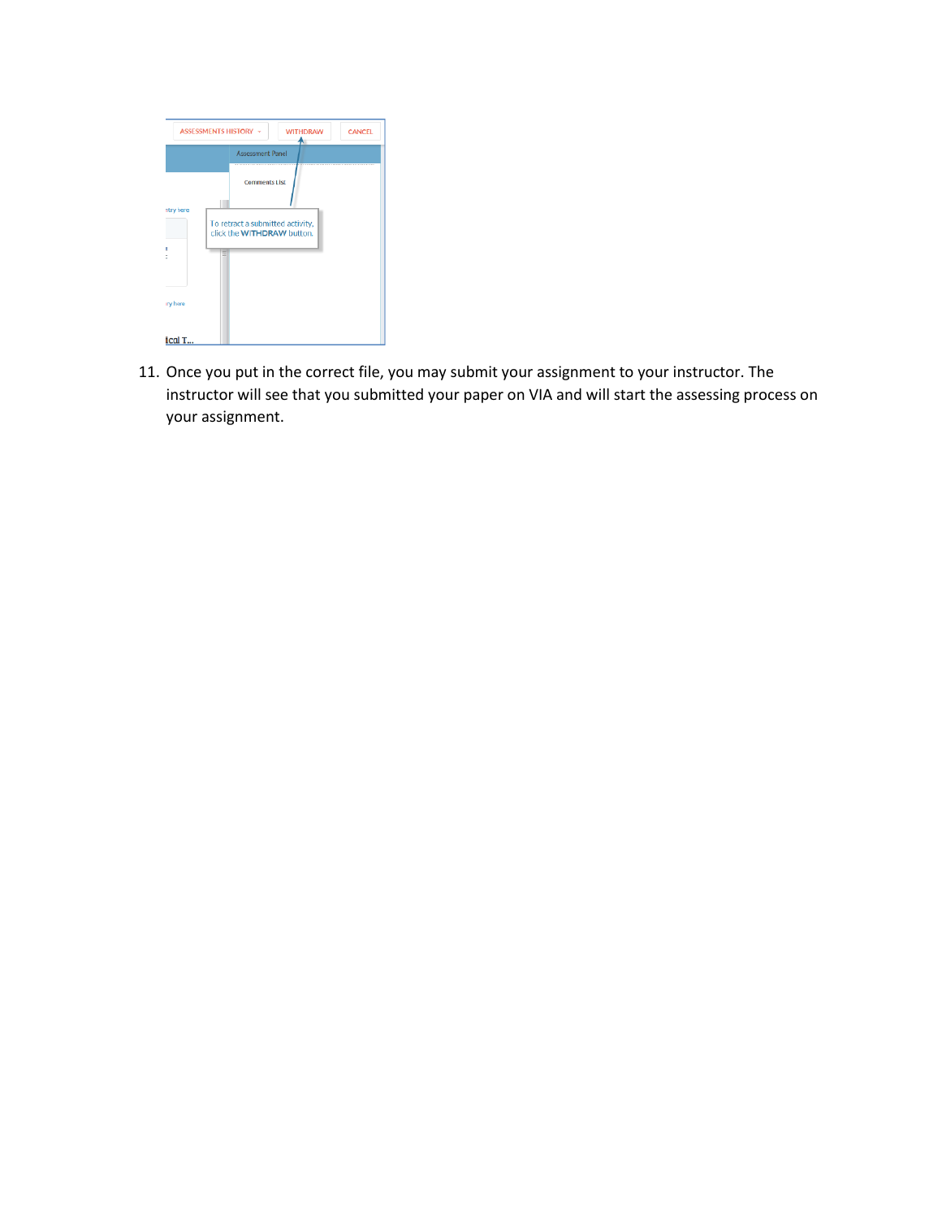11. Once you put in the correct file, you may submit your assignment to your instructor. The instructor will see that you submitted your paper on VIA and will start the assessing process on your assignment.